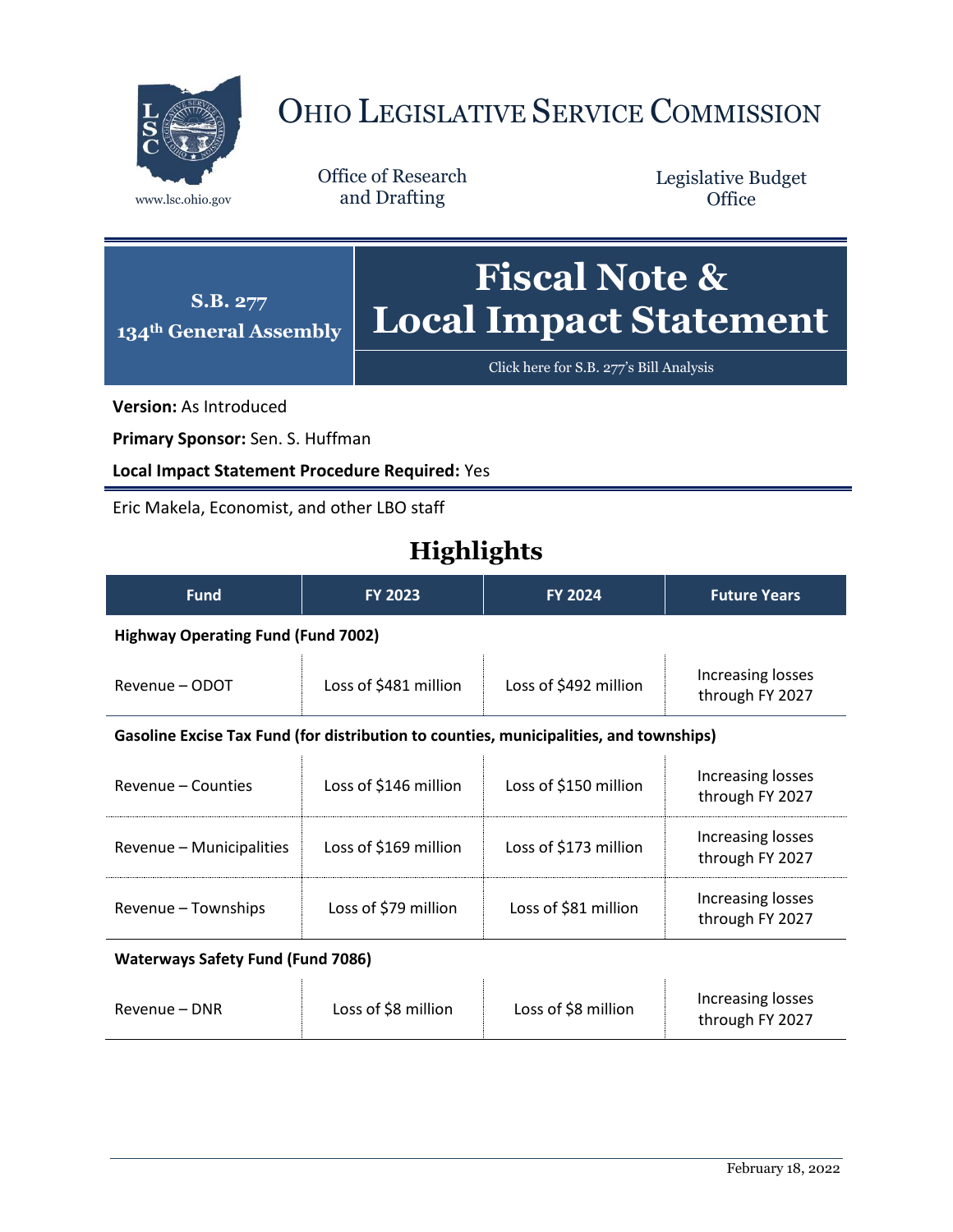# Ohio Legislative Service Commission

www.lsc.ohio.gov

Office of Research and Drafting

Legislative Budget Office

**S.B. 277**
**134th General Assembly**

# Fiscal Note & Local Impact Statement

Click here for S.B. 277's Bill Analysis

**Version:** As Introduced

**Primary Sponsor:** Sen. S. Huffman

**Local Impact Statement Procedure Required:** Yes

Eric Makela, Economist, and other LBO staff

## Highlights

| Fund | FY 2023 | FY 2024 | Future Years |
|---|---|---|---|
| **Highway Operating Fund (Fund 7002)** | | | |
| Revenue – ODOT | Loss of $481 million | Loss of $492 million | Increasing losses through FY 2027 |
| **Gasoline Excise Tax Fund (for distribution to counties, municipalities, and townships)** | | | |
| Revenue – Counties | Loss of $146 million | Loss of $150 million | Increasing losses through FY 2027 |
| Revenue – Municipalities | Loss of $169 million | Loss of $173 million | Increasing losses through FY 2027 |
| Revenue – Townships | Loss of $79 million | Loss of $81 million | Increasing losses through FY 2027 |
| **Waterways Safety Fund (Fund 7086)** | | | |
| Revenue – DNR | Loss of $8 million | Loss of $8 million | Increasing losses through FY 2027 |

February 18, 2022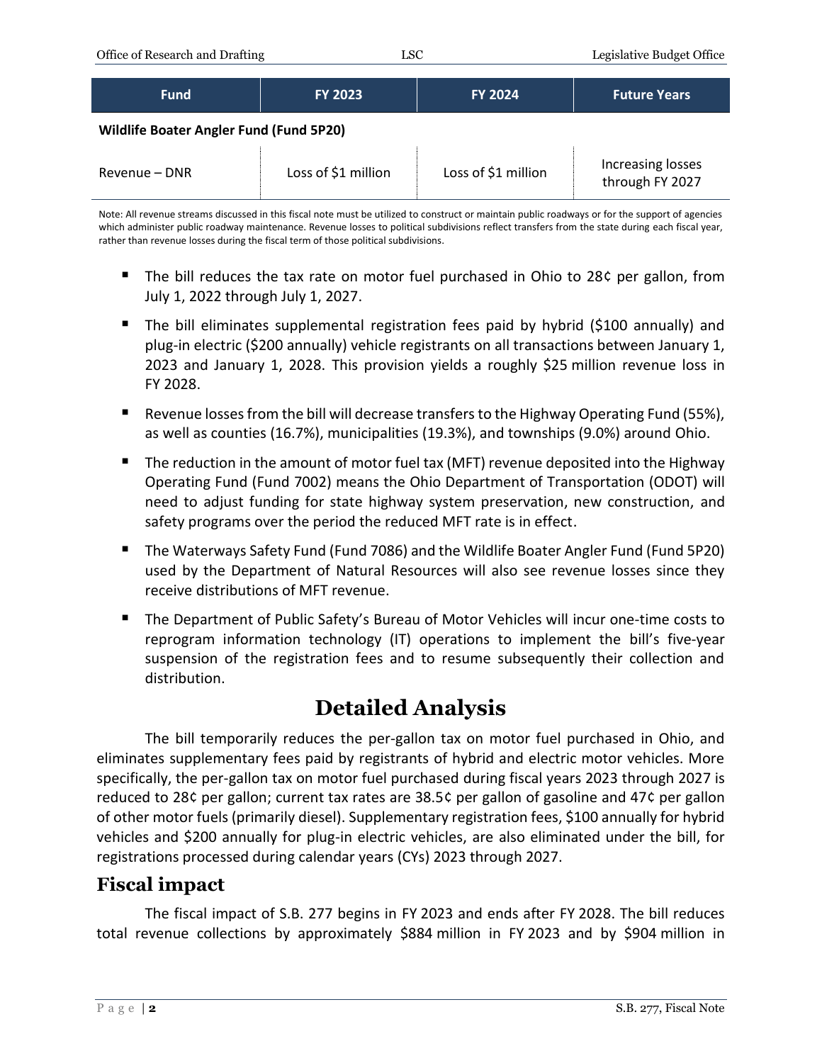| Fund | FY 2023 | FY 2024 | Future Years |
|---|---|---|---|
| **Wildlife Boater Angler Fund (Fund 5P20)** | | | |
| Revenue – DNR | Loss of $1 million | Loss of $1 million | Increasing losses through FY 2027 |

Note: All revenue streams discussed in this fiscal note must be utilized to construct or maintain public roadways or for the support of agencies which administer public roadway maintenance. Revenue losses to political subdivisions reflect transfers from the state during each fiscal year, rather than revenue losses during the fiscal term of those political subdivisions.

- The bill reduces the tax rate on motor fuel purchased in Ohio to 28¢ per gallon, from July 1, 2022 through July 1, 2027.
- The bill eliminates supplemental registration fees paid by hybrid ($100 annually) and plug-in electric ($200 annually) vehicle registrants on all transactions between January 1, 2023 and January 1, 2028. This provision yields a roughly $25 million revenue loss in FY 2028.
- Revenue losses from the bill will decrease transfers to the Highway Operating Fund (55%), as well as counties (16.7%), municipalities (19.3%), and townships (9.0%) around Ohio.
- The reduction in the amount of motor fuel tax (MFT) revenue deposited into the Highway Operating Fund (Fund 7002) means the Ohio Department of Transportation (ODOT) will need to adjust funding for state highway system preservation, new construction, and safety programs over the period the reduced MFT rate is in effect.
- The Waterways Safety Fund (Fund 7086) and the Wildlife Boater Angler Fund (Fund 5P20) used by the Department of Natural Resources will also see revenue losses since they receive distributions of MFT revenue.
- The Department of Public Safety's Bureau of Motor Vehicles will incur one-time costs to reprogram information technology (IT) operations to implement the bill's five-year suspension of the registration fees and to resume subsequently their collection and distribution.

# Detailed Analysis

The bill temporarily reduces the per-gallon tax on motor fuel purchased in Ohio, and eliminates supplementary fees paid by registrants of hybrid and electric motor vehicles. More specifically, the per-gallon tax on motor fuel purchased during fiscal years 2023 through 2027 is reduced to 28¢ per gallon; current tax rates are 38.5¢ per gallon of gasoline and 47¢ per gallon of other motor fuels (primarily diesel). Supplementary registration fees, $100 annually for hybrid vehicles and $200 annually for plug-in electric vehicles, are also eliminated under the bill, for registrations processed during calendar years (CYs) 2023 through 2027.

## Fiscal impact

The fiscal impact of S.B. 277 begins in FY 2023 and ends after FY 2028. The bill reduces total revenue collections by approximately $884 million in FY 2023 and by $904 million in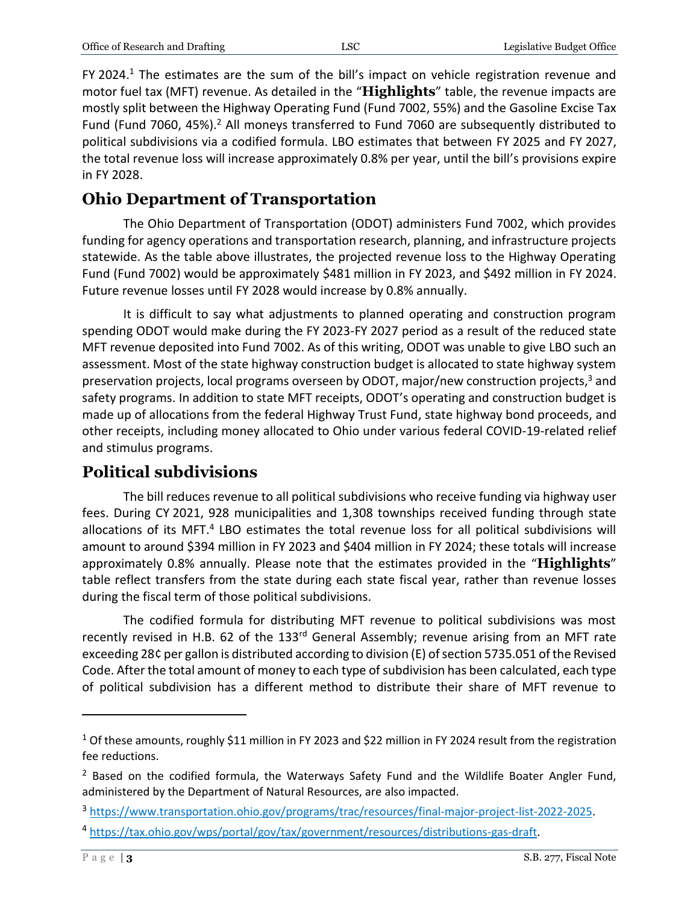FY 2024.[1] The estimates are the sum of the bill's impact on vehicle registration revenue and motor fuel tax (MFT) revenue. As detailed in the "**Highlights**" table, the revenue impacts are mostly split between the Highway Operating Fund (Fund 7002, 55%) and the Gasoline Excise Tax Fund (Fund 7060, 45%).[2] All moneys transferred to Fund 7060 are subsequently distributed to political subdivisions via a codified formula. LBO estimates that between FY 2025 and FY 2027, the total revenue loss will increase approximately 0.8% per year, until the bill's provisions expire in FY 2028.

## Ohio Department of Transportation

The Ohio Department of Transportation (ODOT) administers Fund 7002, which provides funding for agency operations and transportation research, planning, and infrastructure projects statewide. As the table above illustrates, the projected revenue loss to the Highway Operating Fund (Fund 7002) would be approximately $481 million in FY 2023, and $492 million in FY 2024. Future revenue losses until FY 2028 would increase by 0.8% annually.

It is difficult to say what adjustments to planned operating and construction program spending ODOT would make during the FY 2023-FY 2027 period as a result of the reduced state MFT revenue deposited into Fund 7002. As of this writing, ODOT was unable to give LBO such an assessment. Most of the state highway construction budget is allocated to state highway system preservation projects, local programs overseen by ODOT, major/new construction projects,[3] and safety programs. In addition to state MFT receipts, ODOT's operating and construction budget is made up of allocations from the federal Highway Trust Fund, state highway bond proceeds, and other receipts, including money allocated to Ohio under various federal COVID-19-related relief and stimulus programs.

## Political subdivisions

The bill reduces revenue to all political subdivisions who receive funding via highway user fees. During CY 2021, 928 municipalities and 1,308 townships received funding through state allocations of its MFT.[4] LBO estimates the total revenue loss for all political subdivisions will amount to around $394 million in FY 2023 and $404 million in FY 2024; these totals will increase approximately 0.8% annually. Please note that the estimates provided in the "**Highlights**" table reflect transfers from the state during each state fiscal year, rather than revenue losses during the fiscal term of those political subdivisions.

The codified formula for distributing MFT revenue to political subdivisions was most recently revised in H.B. 62 of the 133rd General Assembly; revenue arising from an MFT rate exceeding 28¢ per gallon is distributed according to division (E) of section 5735.051 of the Revised Code. After the total amount of money to each type of subdivision has been calculated, each type of political subdivision has a different method to distribute their share of MFT revenue to

---

[1] Of these amounts, roughly $11 million in FY 2023 and $22 million in FY 2024 result from the registration fee reductions.

[2] Based on the codified formula, the Waterways Safety Fund and the Wildlife Boater Angler Fund, administered by the Department of Natural Resources, are also impacted.

[3] https://www.transportation.ohio.gov/programs/trac/resources/final-major-project-list-2022-2025.

[4] https://tax.ohio.gov/wps/portal/gov/tax/government/resources/distributions-gas-draft.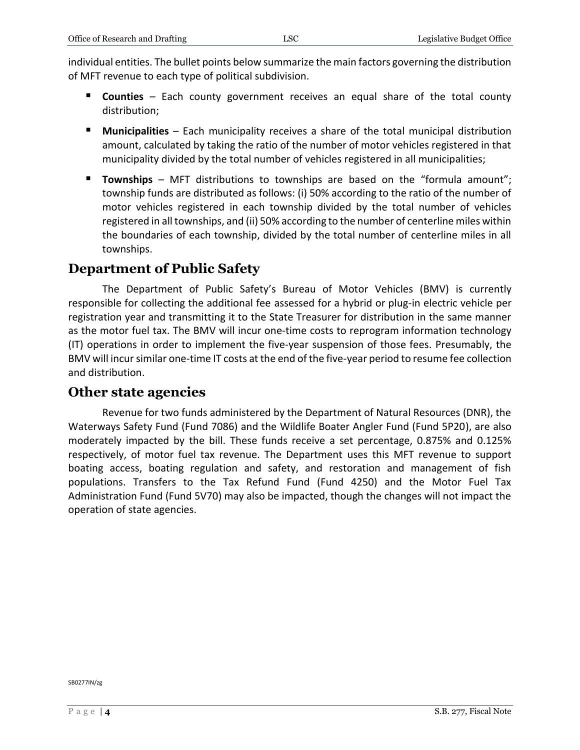individual entities. The bullet points below summarize the main factors governing the distribution of MFT revenue to each type of political subdivision.

- **Counties** – Each county government receives an equal share of the total county distribution;
- **Municipalities** – Each municipality receives a share of the total municipal distribution amount, calculated by taking the ratio of the number of motor vehicles registered in that municipality divided by the total number of vehicles registered in all municipalities;
- **Townships** – MFT distributions to townships are based on the "formula amount"; township funds are distributed as follows: (i) 50% according to the ratio of the number of motor vehicles registered in each township divided by the total number of vehicles registered in all townships, and (ii) 50% according to the number of centerline miles within the boundaries of each township, divided by the total number of centerline miles in all townships.

## Department of Public Safety

The Department of Public Safety's Bureau of Motor Vehicles (BMV) is currently responsible for collecting the additional fee assessed for a hybrid or plug-in electric vehicle per registration year and transmitting it to the State Treasurer for distribution in the same manner as the motor fuel tax. The BMV will incur one-time costs to reprogram information technology (IT) operations in order to implement the five-year suspension of those fees. Presumably, the BMV will incur similar one-time IT costs at the end of the five-year period to resume fee collection and distribution.

## Other state agencies

Revenue for two funds administered by the Department of Natural Resources (DNR), the Waterways Safety Fund (Fund 7086) and the Wildlife Boater Angler Fund (Fund 5P20), are also moderately impacted by the bill. These funds receive a set percentage, 0.875% and 0.125% respectively, of motor fuel tax revenue. The Department uses this MFT revenue to support boating access, boating regulation and safety, and restoration and management of fish populations. Transfers to the Tax Refund Fund (Fund 4250) and the Motor Fuel Tax Administration Fund (Fund 5V70) may also be impacted, though the changes will not impact the operation of state agencies.

SB0277IN/zg